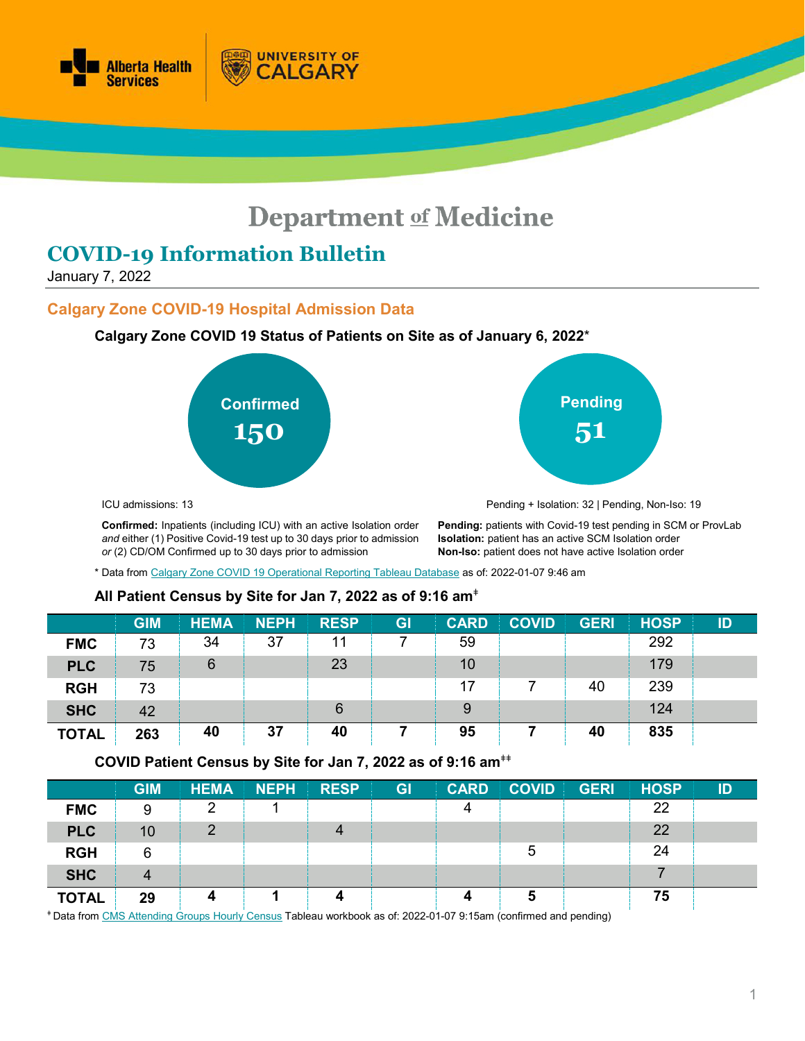# Department of Medicine

## COVID-19 Information Bulletin

January 7, 2022

### Calgary Zone COVID-19 Hospital Admission Data

**Calgary Zone COVID 19 Status of Patients on Site as of January 6, 2022***

**Confirmed**
**150**

**Pending**
**51**

ICU admissions: 13

Pending + Isolation: 32 | Pending, Non-Iso: 19

**Confirmed:** Inpatients (including ICU) with an active Isolation order *and* either (1) Positive Covid-19 test up to 30 days prior to admission *or* (2) CD/OM Confirmed up to 30 days prior to admission

**Pending:** patients with Covid-19 test pending in SCM or ProvLab
**Isolation:** patient has an active SCM Isolation order
**Non-Iso:** patient does not have active Isolation order

* Data from Calgary Zone COVID 19 Operational Reporting Tableau Database as of: 2022-01-07 9:46 am

**All Patient Census by Site for Jan 7, 2022 as of 9:16 am‡**

| | GIM | HEMA | NEPH | RESP | GI | CARD | COVID | GERI | HOSP | ID |
|---|---|---|---|---|---|---|---|---|---|---|
| **FMC** | 73 | 34 | 37 | 11 | 7 | 59 | | | 292 | |
| **PLC** | 75 | 6 | | 23 | | 10 | | | 179 | |
| **RGH** | 73 | | | | | 17 | 7 | 40 | 239 | |
| **SHC** | 42 | | | 6 | | 9 | | | 124 | |
| **TOTAL** | **263** | **40** | **37** | **40** | **7** | **95** | **7** | **40** | **835** | |

**COVID Patient Census by Site for Jan 7, 2022 as of 9:16 am‡‡**

| | GIM | HEMA | NEPH | RESP | GI | CARD | COVID | GERI | HOSP | ID |
|---|---|---|---|---|---|---|---|---|---|---|
| **FMC** | 9 | 2 | 1 | | | 4 | | | 22 | |
| **PLC** | 10 | 2 | | 4 | | | | | 22 | |
| **RGH** | 6 | | | | | | 5 | | 24 | |
| **SHC** | 4 | | | | | | | | 7 | |
| **TOTAL** | **29** | **4** | **1** | **4** | | **4** | **5** | | **75** | |

‡ Data from CMS Attending Groups Hourly Census Tableau workbook as of: 2022-01-07 9:15am (confirmed and pending)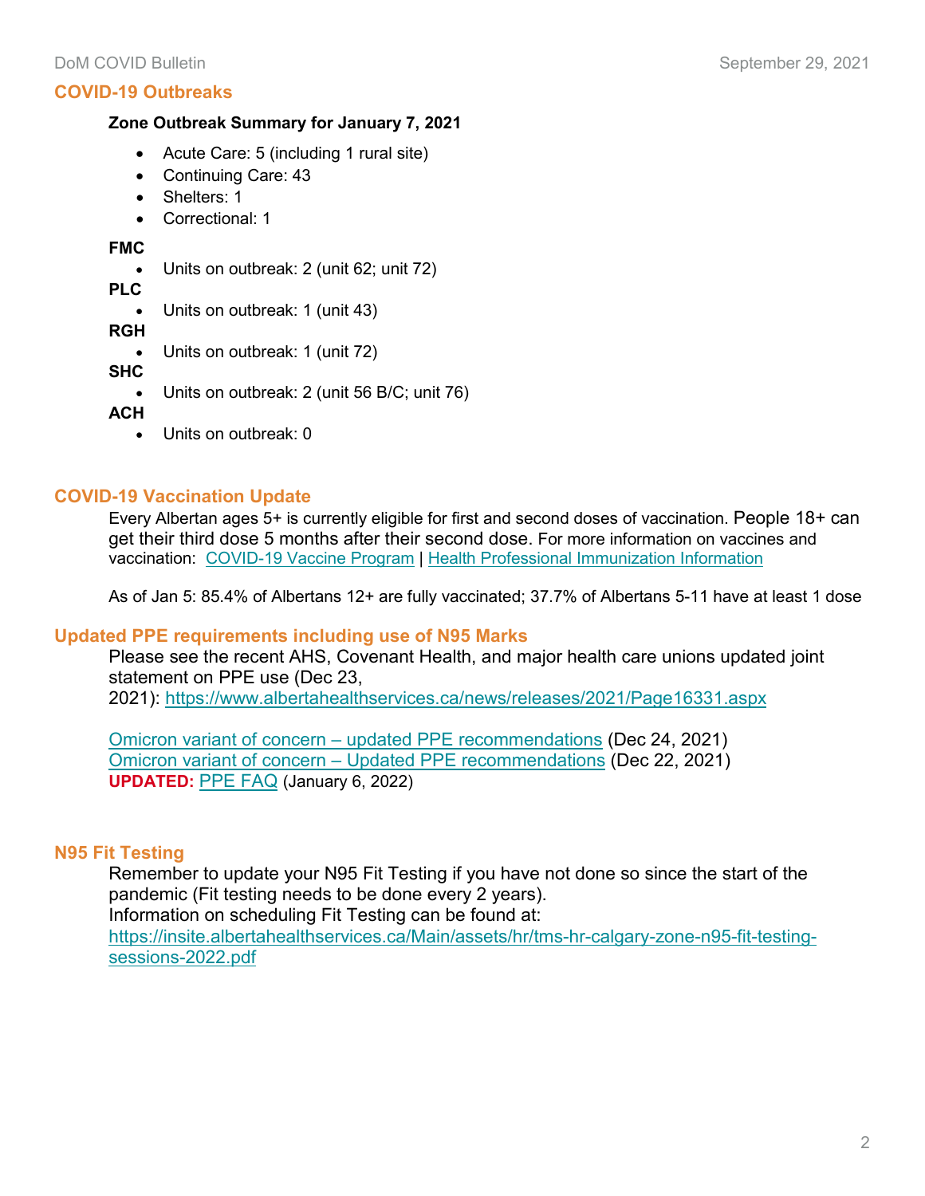## COVID-19 Outbreaks

**Zone Outbreak Summary for January 7, 2021**

- Acute Care: 5 (including 1 rural site)
- Continuing Care: 43
- Shelters: 1
- Correctional: 1

**FMC**

- Units on outbreak: 2 (unit 62; unit 72)

**PLC**

- Units on outbreak: 1 (unit 43)

**RGH**

- Units on outbreak: 1 (unit 72)

**SHC**

- Units on outbreak: 2 (unit 56 B/C; unit 76)

**ACH**

- Units on outbreak: 0

## COVID-19 Vaccination Update

Every Albertan ages 5+ is currently eligible for first and second doses of vaccination. People 18+ can get their third dose 5 months after their second dose. For more information on vaccines and vaccination: [COVID-19 Vaccine Program](#) | [Health Professional Immunization Information](#)

As of Jan 5: 85.4% of Albertans 12+ are fully vaccinated; 37.7% of Albertans 5-11 have at least 1 dose

## Updated PPE requirements including use of N95 Marks

Please see the recent AHS, Covenant Health, and major health care unions updated joint statement on PPE use (Dec 23, 2021): https://www.albertahealthservices.ca/news/releases/2021/Page16331.aspx

[Omicron variant of concern – updated PPE recommendations](#) (Dec 24, 2021)
[Omicron variant of concern – Updated PPE recommendations](#) (Dec 22, 2021)
**UPDATED:** [PPE FAQ](#) (January 6, 2022)

## N95 Fit Testing

Remember to update your N95 Fit Testing if you have not done so since the start of the pandemic (Fit testing needs to be done every 2 years).
Information on scheduling Fit Testing can be found at:
https://insite.albertahealthservices.ca/Main/assets/hr/tms-hr-calgary-zone-n95-fit-testing-sessions-2022.pdf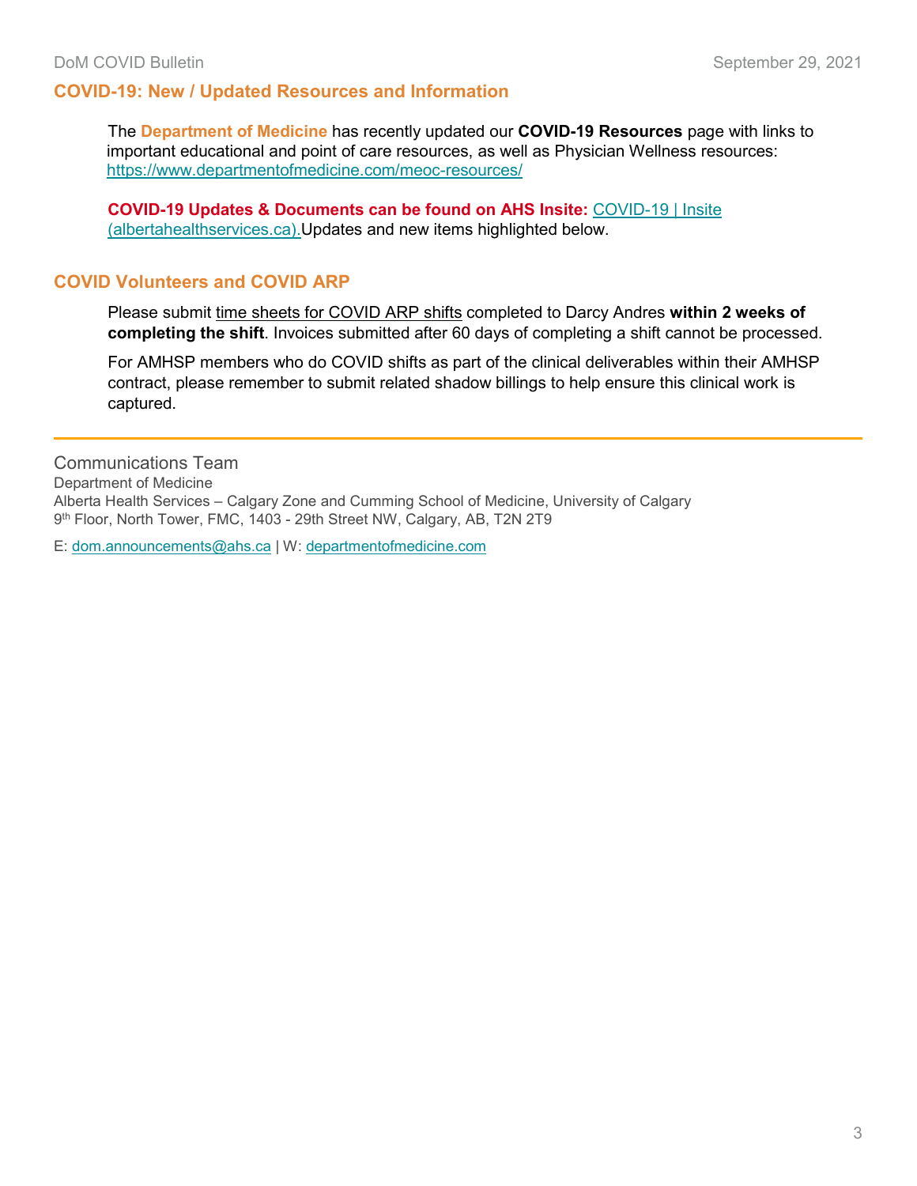## COVID-19: New / Updated Resources and Information

The **Department of Medicine** has recently updated our **COVID-19 Resources** page with links to important educational and point of care resources, as well as Physician Wellness resources: [https://www.departmentofmedicine.com/meoc-resources/](https://www.departmentofmedicine.com/meoc-resources/)

**COVID-19 Updates & Documents can be found on AHS Insite:** [COVID-19 | Insite (albertahealthservices.ca).](albertahealthservices.ca)Updates and new items highlighted below.

## COVID Volunteers and COVID ARP

Please submit time sheets for COVID ARP shifts completed to Darcy Andres **within 2 weeks of completing the shift**. Invoices submitted after 60 days of completing a shift cannot be processed.

For AMHSP members who do COVID shifts as part of the clinical deliverables within their AMHSP contract, please remember to submit related shadow billings to help ensure this clinical work is captured.

---

Communications Team
Department of Medicine
Alberta Health Services – Calgary Zone and Cumming School of Medicine, University of Calgary
9th Floor, North Tower, FMC, 1403 - 29th Street NW, Calgary, AB, T2N 2T9

E: dom.announcements@ahs.ca | W: departmentofmedicine.com